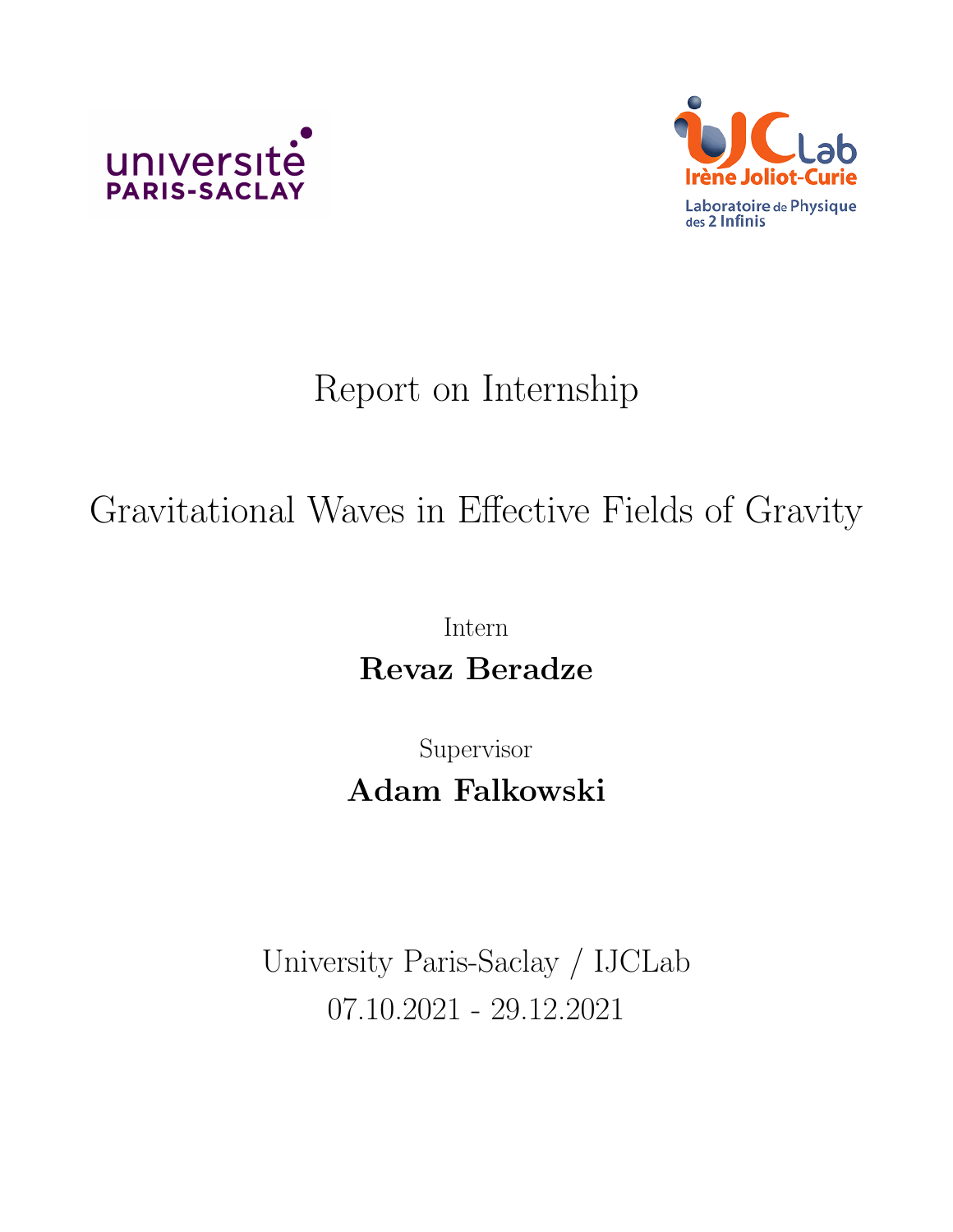université PARIS-SACLAY

IJCLab Irène Joliot-Curie Laboratoire de Physique des 2 Infinis

# Report on Internship

# Gravitational Waves in Effective Fields of Gravity

Intern

**Revaz Beradze**

Supervisor

**Adam Falkowski**

University Paris-Saclay / IJCLab

07.10.2021 - 29.12.2021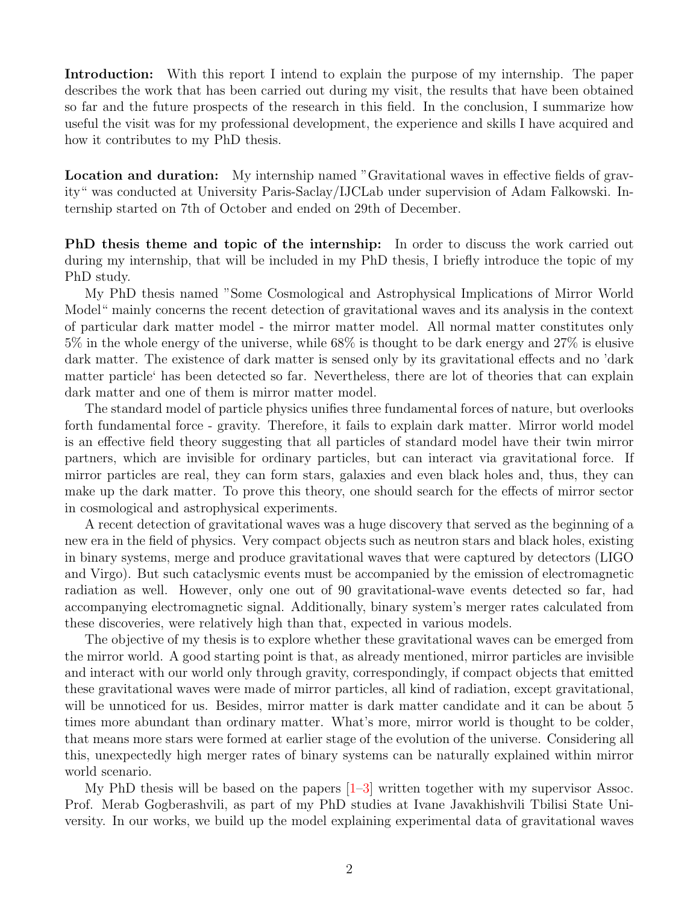**Introduction:** With this report I intend to explain the purpose of my internship. The paper describes the work that has been carried out during my visit, the results that have been obtained so far and the future prospects of the research in this field. In the conclusion, I summarize how useful the visit was for my professional development, the experience and skills I have acquired and how it contributes to my PhD thesis.

**Location and duration:** My internship named "Gravitational waves in effective fields of gravity" was conducted at University Paris-Saclay/IJCLab under supervision of Adam Falkowski. Internship started on 7th of October and ended on 29th of December.

**PhD thesis theme and topic of the internship:** In order to discuss the work carried out during my internship, that will be included in my PhD thesis, I briefly introduce the topic of my PhD study.

My PhD thesis named "Some Cosmological and Astrophysical Implications of Mirror World Model" mainly concerns the recent detection of gravitational waves and its analysis in the context of particular dark matter model - the mirror matter model. All normal matter constitutes only 5% in the whole energy of the universe, while 68% is thought to be dark energy and 27% is elusive dark matter. The existence of dark matter is sensed only by its gravitational effects and no 'dark matter particle' has been detected so far. Nevertheless, there are lot of theories that can explain dark matter and one of them is mirror matter model.

The standard model of particle physics unifies three fundamental forces of nature, but overlooks forth fundamental force - gravity. Therefore, it fails to explain dark matter. Mirror world model is an effective field theory suggesting that all particles of standard model have their twin mirror partners, which are invisible for ordinary particles, but can interact via gravitational force. If mirror particles are real, they can form stars, galaxies and even black holes and, thus, they can make up the dark matter. To prove this theory, one should search for the effects of mirror sector in cosmological and astrophysical experiments.

A recent detection of gravitational waves was a huge discovery that served as the beginning of a new era in the field of physics. Very compact objects such as neutron stars and black holes, existing in binary systems, merge and produce gravitational waves that were captured by detectors (LIGO and Virgo). But such cataclysmic events must be accompanied by the emission of electromagnetic radiation as well. However, only one out of 90 gravitational-wave events detected so far, had accompanying electromagnetic signal. Additionally, binary system's merger rates calculated from these discoveries, were relatively high than that, expected in various models.

The objective of my thesis is to explore whether these gravitational waves can be emerged from the mirror world. A good starting point is that, as already mentioned, mirror particles are invisible and interact with our world only through gravity, correspondingly, if compact objects that emitted these gravitational waves were made of mirror particles, all kind of radiation, except gravitational, will be unnoticed for us. Besides, mirror matter is dark matter candidate and it can be about 5 times more abundant than ordinary matter. What's more, mirror world is thought to be colder, that means more stars were formed at earlier stage of the evolution of the universe. Considering all this, unexpectedly high merger rates of binary systems can be naturally explained within mirror world scenario.

My PhD thesis will be based on the papers [1–3] written together with my supervisor Assoc. Prof. Merab Gogberashvili, as part of my PhD studies at Ivane Javakhishvili Tbilisi State University. In our works, we build up the model explaining experimental data of gravitational waves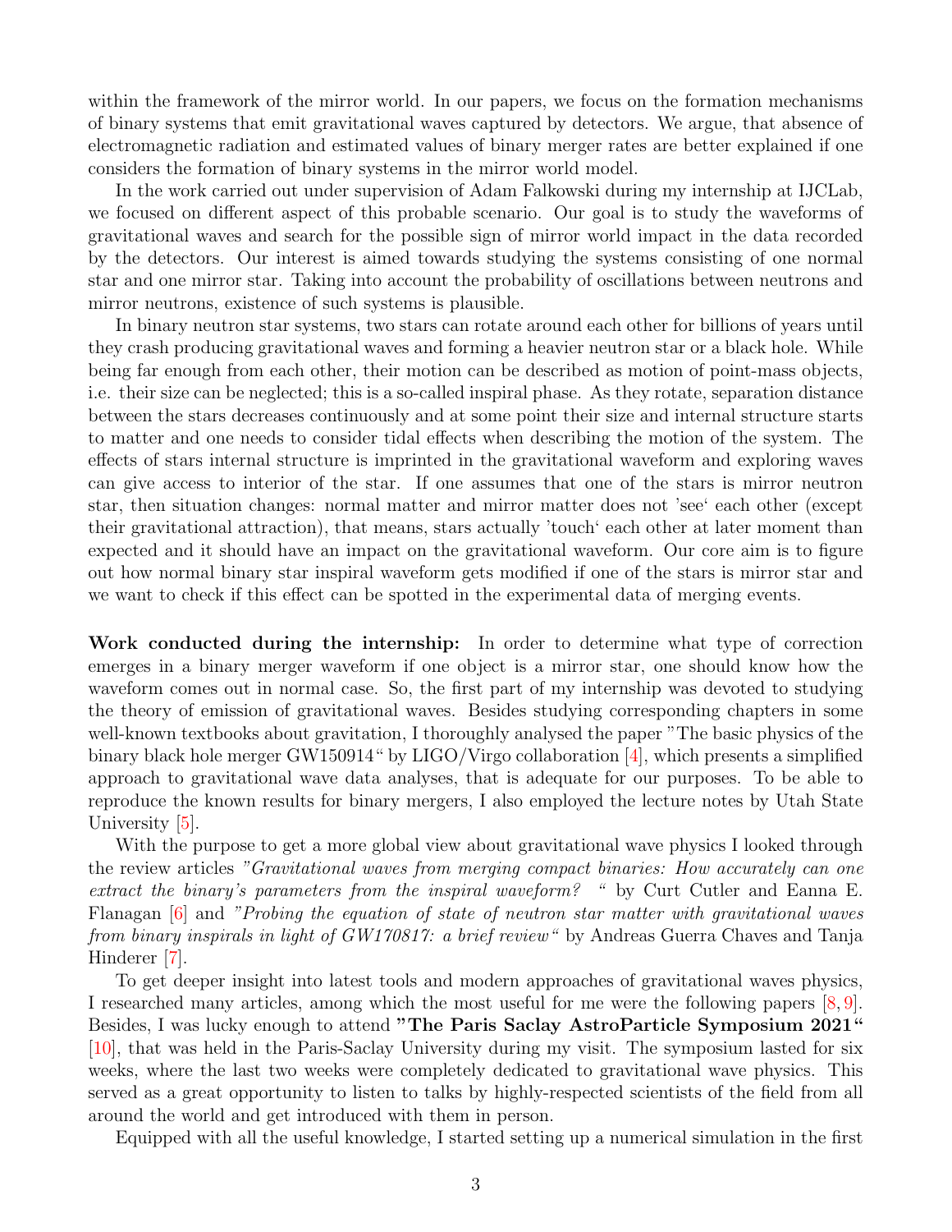within the framework of the mirror world. In our papers, we focus on the formation mechanisms of binary systems that emit gravitational waves captured by detectors. We argue, that absence of electromagnetic radiation and estimated values of binary merger rates are better explained if one considers the formation of binary systems in the mirror world model.

In the work carried out under supervision of Adam Falkowski during my internship at IJCLab, we focused on different aspect of this probable scenario. Our goal is to study the waveforms of gravitational waves and search for the possible sign of mirror world impact in the data recorded by the detectors. Our interest is aimed towards studying the systems consisting of one normal star and one mirror star. Taking into account the probability of oscillations between neutrons and mirror neutrons, existence of such systems is plausible.

In binary neutron star systems, two stars can rotate around each other for billions of years until they crash producing gravitational waves and forming a heavier neutron star or a black hole. While being far enough from each other, their motion can be described as motion of point-mass objects, i.e. their size can be neglected; this is a so-called inspiral phase. As they rotate, separation distance between the stars decreases continuously and at some point their size and internal structure starts to matter and one needs to consider tidal effects when describing the motion of the system. The effects of stars internal structure is imprinted in the gravitational waveform and exploring waves can give access to interior of the star. If one assumes that one of the stars is mirror neutron star, then situation changes: normal matter and mirror matter does not 'see' each other (except their gravitational attraction), that means, stars actually 'touch' each other at later moment than expected and it should have an impact on the gravitational waveform. Our core aim is to figure out how normal binary star inspiral waveform gets modified if one of the stars is mirror star and we want to check if this effect can be spotted in the experimental data of merging events.

**Work conducted during the internship:** In order to determine what type of correction emerges in a binary merger waveform if one object is a mirror star, one should know how the waveform comes out in normal case. So, the first part of my internship was devoted to studying the theory of emission of gravitational waves. Besides studying corresponding chapters in some well-known textbooks about gravitation, I thoroughly analysed the paper "The basic physics of the binary black hole merger GW150914" by LIGO/Virgo collaboration [4], which presents a simplified approach to gravitational wave data analyses, that is adequate for our purposes. To be able to reproduce the known results for binary mergers, I also employed the lecture notes by Utah State University [5].

With the purpose to get a more global view about gravitational wave physics I looked through the review articles *"Gravitational waves from merging compact binaries: How accurately can one extract the binary's parameters from the inspiral waveform? "* by Curt Cutler and Eanna E. Flanagan [6] and *"Probing the equation of state of neutron star matter with gravitational waves from binary inspirals in light of GW170817: a brief review"* by Andreas Guerra Chaves and Tanja Hinderer [7].

To get deeper insight into latest tools and modern approaches of gravitational waves physics, I researched many articles, among which the most useful for me were the following papers [8, 9]. Besides, I was lucky enough to attend **"The Paris Saclay AstroParticle Symposium 2021"** [10], that was held in the Paris-Saclay University during my visit. The symposium lasted for six weeks, where the last two weeks were completely dedicated to gravitational wave physics. This served as a great opportunity to listen to talks by highly-respected scientists of the field from all around the world and get introduced with them in person.

Equipped with all the useful knowledge, I started setting up a numerical simulation in the first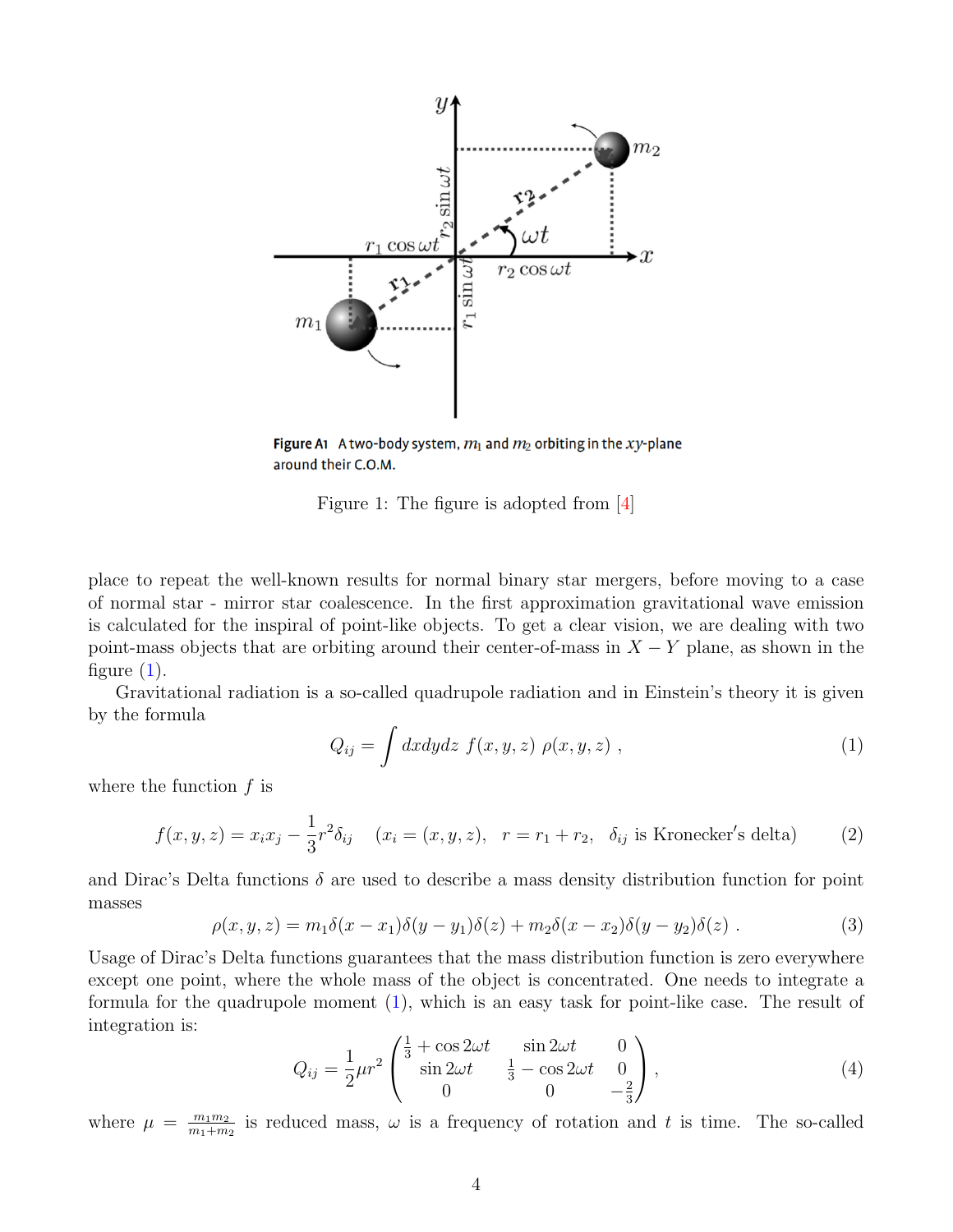Figure A1 A two-body system, $m_1$ and $m_2$ orbiting in the $xy$-plane around their C.O.M.

Figure 1: The figure is adopted from [4]

place to repeat the well-known results for normal binary star mergers, before moving to a case of normal star - mirror star coalescence. In the first approximation gravitational wave emission is calculated for the inspiral of point-like objects. To get a clear vision, we are dealing with two point-mass objects that are orbiting around their center-of-mass in $X-Y$ plane, as shown in the figure (1).

Gravitational radiation is a so-called quadrupole radiation and in Einstein's theory it is given by the formula

$$Q_{ij} = \int dxdydz \; f(x,y,z) \; \rho(x,y,z) \; , \tag{1}$$

where the function $f$ is

$$f(x,y,z) = x_i x_j - \frac{1}{3} r^2 \delta_{ij} \quad (x_i = (x,y,z), \quad r = r_1 + r_2, \quad \delta_{ij} \text{ is Kronecker's delta}) \tag{2}$$

and Dirac's Delta functions $\delta$ are used to describe a mass density distribution function for point masses

$$\rho(x,y,z) = m_1 \delta(x - x_1)\delta(y - y_1)\delta(z) + m_2 \delta(x - x_2)\delta(y - y_2)\delta(z) \; . \tag{3}$$

Usage of Dirac's Delta functions guarantees that the mass distribution function is zero everywhere except one point, where the whole mass of the object is concentrated. One needs to integrate a formula for the quadrupole moment (1), which is an easy task for point-like case. The result of integration is:

$$Q_{ij} = \frac{1}{2} \mu r^2 \begin{pmatrix} \frac{1}{3} + \cos 2\omega t & \sin 2\omega t & 0 \\ \sin 2\omega t & \frac{1}{3} - \cos 2\omega t & 0 \\ 0 & 0 & -\frac{2}{3} \end{pmatrix} , \tag{4}$$

where $\mu = \frac{m_1 m_2}{m_1 + m_2}$ is reduced mass, $\omega$ is a frequency of rotation and $t$ is time. The so-called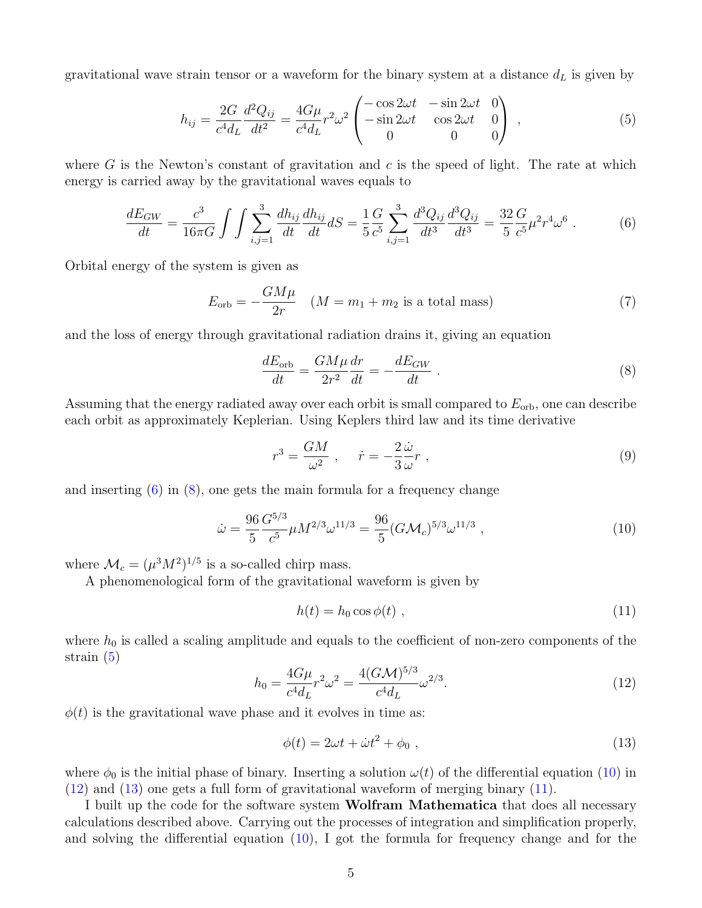gravitational wave strain tensor or a waveform for the binary system at a distance $d_L$ is given by

$$h_{ij} = \frac{2G}{c^4 d_L}\frac{d^2 Q_{ij}}{dt^2} = \frac{4G\mu}{c^4 d_L} r^2 \omega^2 \begin{pmatrix} -\cos 2\omega t & -\sin 2\omega t & 0 \\ -\sin 2\omega t & \cos 2\omega t & 0 \\ 0 & 0 & 0 \end{pmatrix} , \tag{5}$$

where $G$ is the Newton's constant of gravitation and $c$ is the speed of light. The rate at which energy is carried away by the gravitational waves equals to

$$\frac{dE_{GW}}{dt} = \frac{c^3}{16\pi G}\int\int \sum_{i,j=1}^{3} \frac{dh_{ij}}{dt}\frac{dh_{ij}}{dt} dS = \frac{1}{5}\frac{G}{c^5}\sum_{i,j=1}^{3}\frac{d^3 Q_{ij}}{dt^3}\frac{d^3 Q_{ij}}{dt^3} = \frac{32}{5}\frac{G}{c^5}\mu^2 r^4 \omega^6 . \tag{6}$$

Orbital energy of the system is given as

$$E_{\rm orb} = -\frac{GM\mu}{2r} \quad (M = m_1 + m_2 \text{ is a total mass}) \tag{7}$$

and the loss of energy through gravitational radiation drains it, giving an equation

$$\frac{dE_{\rm orb}}{dt} = \frac{GM\mu}{2r^2}\frac{dr}{dt} = -\frac{dE_{GW}}{dt} . \tag{8}$$

Assuming that the energy radiated away over each orbit is small compared to $E_{\rm orb}$, one can describe each orbit as approximately Keplerian. Using Keplers third law and its time derivative

$$r^3 = \frac{GM}{\omega^2} , \quad \dot{r} = -\frac{2}{3}\frac{\dot{\omega}}{\omega} r , \tag{9}$$

and inserting (6) in (8), one gets the main formula for a frequency change

$$\dot{\omega} = \frac{96}{5}\frac{G^{5/3}}{c^5}\mu M^{2/3}\omega^{11/3} = \frac{96}{5}(G\mathcal{M}_c)^{5/3}\omega^{11/3} , \tag{10}$$

where $\mathcal{M}_c = (\mu^3 M^2)^{1/5}$ is a so-called chirp mass.

A phenomenological form of the gravitational waveform is given by

$$h(t) = h_0 \cos\phi(t) , \tag{11}$$

where $h_0$ is called a scaling amplitude and equals to the coefficient of non-zero components of the strain (5)

$$h_0 = \frac{4G\mu}{c^4 d_L} r^2 \omega^2 = \frac{4(G\mathcal{M})^{5/3}}{c^4 d_L}\omega^{2/3}. \tag{12}$$

$\phi(t)$ is the gravitational wave phase and it evolves in time as:

$$\phi(t) = 2\omega t + \dot{\omega} t^2 + \phi_0 , \tag{13}$$

where $\phi_0$ is the initial phase of binary. Inserting a solution $\omega(t)$ of the differential equation (10) in (12) and (13) one gets a full form of gravitational waveform of merging binary (11).

I built up the code for the software system **Wolfram Mathematica** that does all necessary calculations described above. Carrying out the processes of integration and simplification properly, and solving the differential equation (10), I got the formula for frequency change and for the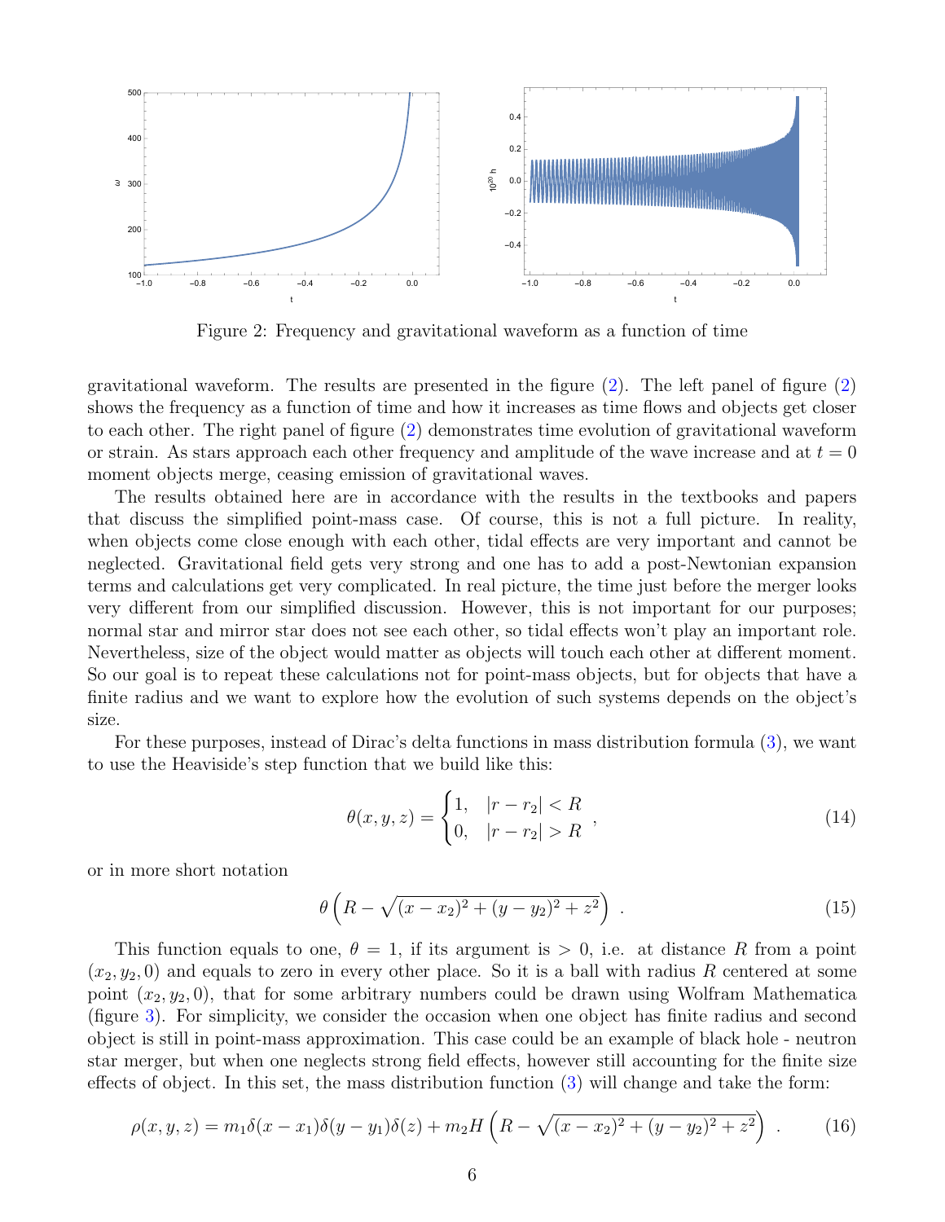Figure 2: Frequency and gravitational waveform as a function of time

gravitational waveform. The results are presented in the figure (2). The left panel of figure (2) shows the frequency as a function of time and how it increases as time flows and objects get closer to each other. The right panel of figure (2) demonstrates time evolution of gravitational waveform or strain. As stars approach each other frequency and amplitude of the wave increase and at $t = 0$ moment objects merge, ceasing emission of gravitational waves.

The results obtained here are in accordance with the results in the textbooks and papers that discuss the simplified point-mass case. Of course, this is not a full picture. In reality, when objects come close enough with each other, tidal effects are very important and cannot be neglected. Gravitational field gets very strong and one has to add a post-Newtonian expansion terms and calculations get very complicated. In real picture, the time just before the merger looks very different from our simplified discussion. However, this is not important for our purposes; normal star and mirror star does not see each other, so tidal effects won't play an important role. Nevertheless, size of the object would matter as objects will touch each other at different moment. So our goal is to repeat these calculations not for point-mass objects, but for objects that have a finite radius and we want to explore how the evolution of such systems depends on the object's size.

For these purposes, instead of Dirac's delta functions in mass distribution formula (3), we want to use the Heaviside's step function that we build like this:

$$\theta(x, y, z) = \begin{cases} 1, & |r - r_2| < R \\ 0, & |r - r_2| > R \end{cases}, \tag{14}$$

or in more short notation

$$\theta\left(R - \sqrt{(x - x_2)^2 + (y - y_2)^2 + z^2}\right) . \tag{15}$$

This function equals to one, $\theta = 1$, if its argument is $> 0$, i.e. at distance $R$ from a point $(x_2, y_2, 0)$ and equals to zero in every other place. So it is a ball with radius $R$ centered at some point $(x_2, y_2, 0)$, that for some arbitrary numbers could be drawn using Wolfram Mathematica (figure 3). For simplicity, we consider the occasion when one object has finite radius and second object is still in point-mass approximation. This case could be an example of black hole - neutron star merger, but when one neglects strong field effects, however still accounting for the finite size effects of object. In this set, the mass distribution function (3) will change and take the form:

$$\rho(x, y, z) = m_1 \delta(x - x_1)\delta(y - y_1)\delta(z) + m_2 H\left(R - \sqrt{(x - x_2)^2 + (y - y_2)^2 + z^2}\right) . \tag{16}$$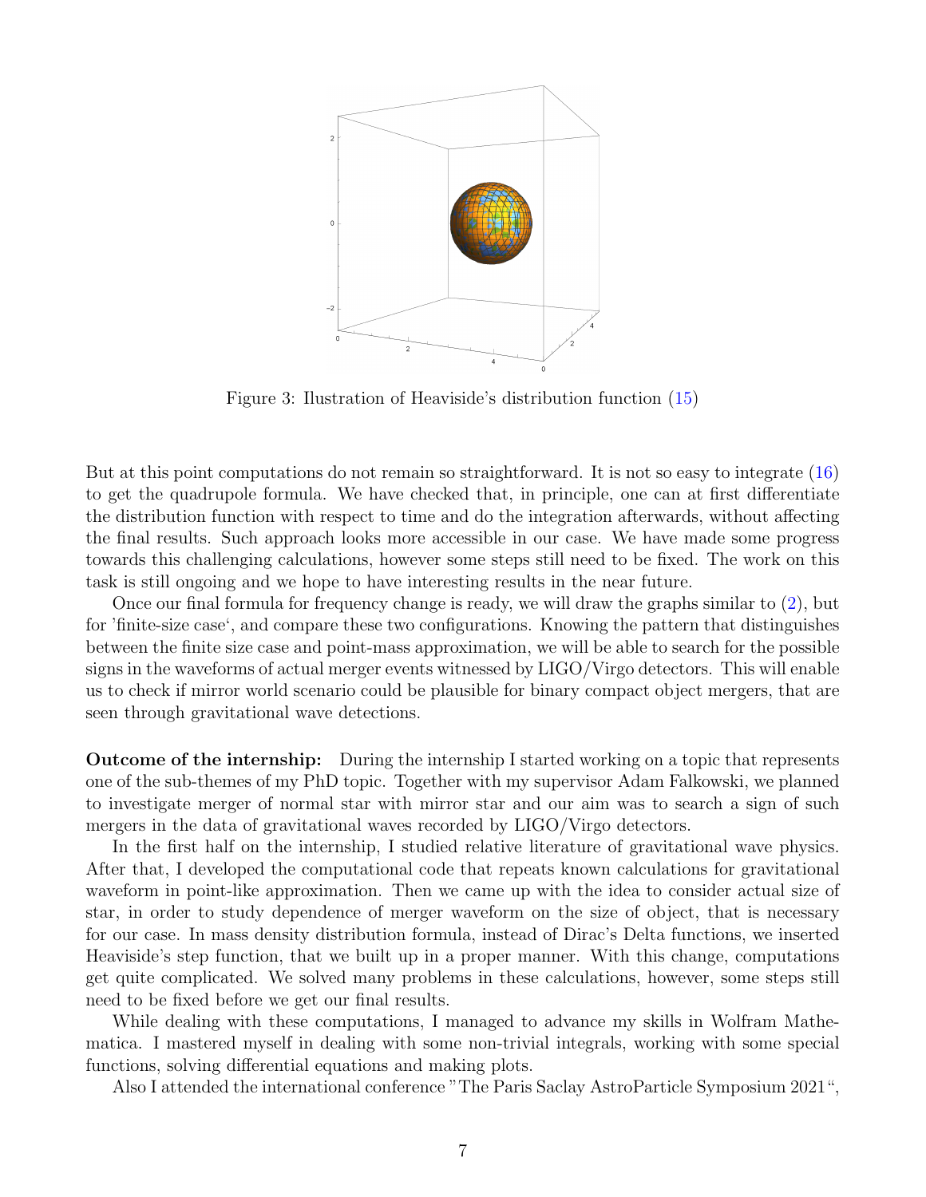Figure 3: Ilustration of Heaviside's distribution function (15)

But at this point computations do not remain so straightforward. It is not so easy to integrate (16) to get the quadrupole formula. We have checked that, in principle, one can at first differentiate the distribution function with respect to time and do the integration afterwards, without affecting the final results. Such approach looks more accessible in our case. We have made some progress towards this challenging calculations, however some steps still need to be fixed. The work on this task is still ongoing and we hope to have interesting results in the near future.

Once our final formula for frequency change is ready, we will draw the graphs similar to (2), but for 'finite-size case', and compare these two configurations. Knowing the pattern that distinguishes between the finite size case and point-mass approximation, we will be able to search for the possible signs in the waveforms of actual merger events witnessed by LIGO/Virgo detectors. This will enable us to check if mirror world scenario could be plausible for binary compact object mergers, that are seen through gravitational wave detections.

**Outcome of the internship:** During the internship I started working on a topic that represents one of the sub-themes of my PhD topic. Together with my supervisor Adam Falkowski, we planned to investigate merger of normal star with mirror star and our aim was to search a sign of such mergers in the data of gravitational waves recorded by LIGO/Virgo detectors.

In the first half on the internship, I studied relative literature of gravitational wave physics. After that, I developed the computational code that repeats known calculations for gravitational waveform in point-like approximation. Then we came up with the idea to consider actual size of star, in order to study dependence of merger waveform on the size of object, that is necessary for our case. In mass density distribution formula, instead of Dirac's Delta functions, we inserted Heaviside's step function, that we built up in a proper manner. With this change, computations get quite complicated. We solved many problems in these calculations, however, some steps still need to be fixed before we get our final results.

While dealing with these computations, I managed to advance my skills in Wolfram Mathematica. I mastered myself in dealing with some non-trivial integrals, working with some special functions, solving differential equations and making plots.

Also I attended the international conference "The Paris Saclay AstroParticle Symposium 2021",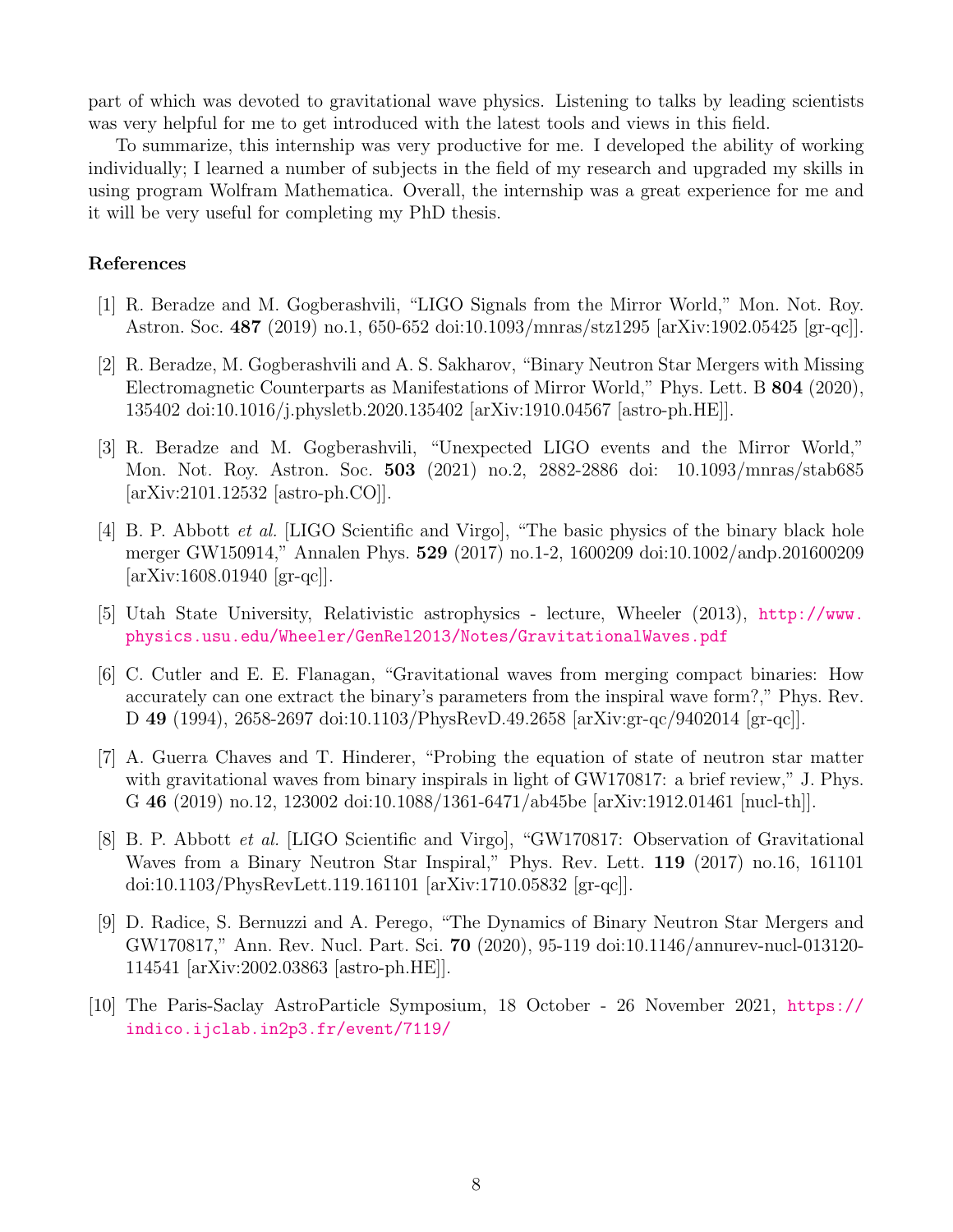part of which was devoted to gravitational wave physics. Listening to talks by leading scientists was very helpful for me to get introduced with the latest tools and views in this field.

To summarize, this internship was very productive for me. I developed the ability of working individually; I learned a number of subjects in the field of my research and upgraded my skills in using program Wolfram Mathematica. Overall, the internship was a great experience for me and it will be very useful for completing my PhD thesis.

### References

[1] R. Beradze and M. Gogberashvili, "LIGO Signals from the Mirror World," Mon. Not. Roy. Astron. Soc. **487** (2019) no.1, 650-652 doi:10.1093/mnras/stz1295 [arXiv:1902.05425 [gr-qc]].

[2] R. Beradze, M. Gogberashvili and A. S. Sakharov, "Binary Neutron Star Mergers with Missing Electromagnetic Counterparts as Manifestations of Mirror World," Phys. Lett. B **804** (2020), 135402 doi:10.1016/j.physletb.2020.135402 [arXiv:1910.04567 [astro-ph.HE]].

[3] R. Beradze and M. Gogberashvili, "Unexpected LIGO events and the Mirror World," Mon. Not. Roy. Astron. Soc. **503** (2021) no.2, 2882-2886 doi: 10.1093/mnras/stab685 [arXiv:2101.12532 [astro-ph.CO]].

[4] B. P. Abbott *et al.* [LIGO Scientific and Virgo], "The basic physics of the binary black hole merger GW150914," Annalen Phys. **529** (2017) no.1-2, 1600209 doi:10.1002/andp.201600209 [arXiv:1608.01940 [gr-qc]].

[5] Utah State University, Relativistic astrophysics - lecture, Wheeler (2013), http://www.physics.usu.edu/Wheeler/GenRel2013/Notes/GravitationalWaves.pdf

[6] C. Cutler and E. E. Flanagan, "Gravitational waves from merging compact binaries: How accurately can one extract the binary's parameters from the inspiral wave form?," Phys. Rev. D **49** (1994), 2658-2697 doi:10.1103/PhysRevD.49.2658 [arXiv:gr-qc/9402014 [gr-qc]].

[7] A. Guerra Chaves and T. Hinderer, "Probing the equation of state of neutron star matter with gravitational waves from binary inspirals in light of GW170817: a brief review," J. Phys. G **46** (2019) no.12, 123002 doi:10.1088/1361-6471/ab45be [arXiv:1912.01461 [nucl-th]].

[8] B. P. Abbott *et al.* [LIGO Scientific and Virgo], "GW170817: Observation of Gravitational Waves from a Binary Neutron Star Inspiral," Phys. Rev. Lett. **119** (2017) no.16, 161101 doi:10.1103/PhysRevLett.119.161101 [arXiv:1710.05832 [gr-qc]].

[9] D. Radice, S. Bernuzzi and A. Perego, "The Dynamics of Binary Neutron Star Mergers and GW170817," Ann. Rev. Nucl. Part. Sci. **70** (2020), 95-119 doi:10.1146/annurev-nucl-013120-114541 [arXiv:2002.03863 [astro-ph.HE]].

[10] The Paris-Saclay AstroParticle Symposium, 18 October - 26 November 2021, https://indico.ijclab.in2p3.fr/event/7119/